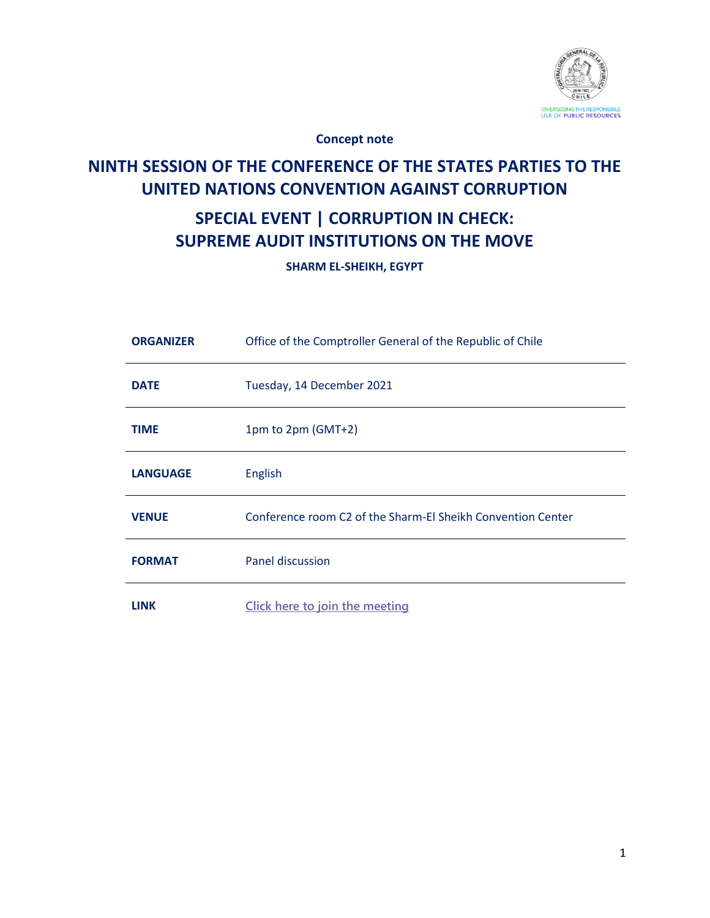OVERSEEING THE RESPONSIBLE USE OF PUBLIC RESOURCES

**Concept note**

# NINTH SESSION OF THE CONFERENCE OF THE STATES PARTIES TO THE UNITED NATIONS CONVENTION AGAINST CORRUPTION

# SPECIAL EVENT | CORRUPTION IN CHECK: SUPREME AUDIT INSTITUTIONS ON THE MOVE

**SHARM EL-SHEIKH, EGYPT**

| | |
|---|---|
| **ORGANIZER** | Office of the Comptroller General of the Republic of Chile |
| **DATE** | Tuesday, 14 December 2021 |
| **TIME** | 1pm to 2pm (GMT+2) |
| **LANGUAGE** | English |
| **VENUE** | Conference room C2 of the Sharm-El Sheikh Convention Center |
| **FORMAT** | Panel discussion |
| **LINK** | Click here to join the meeting |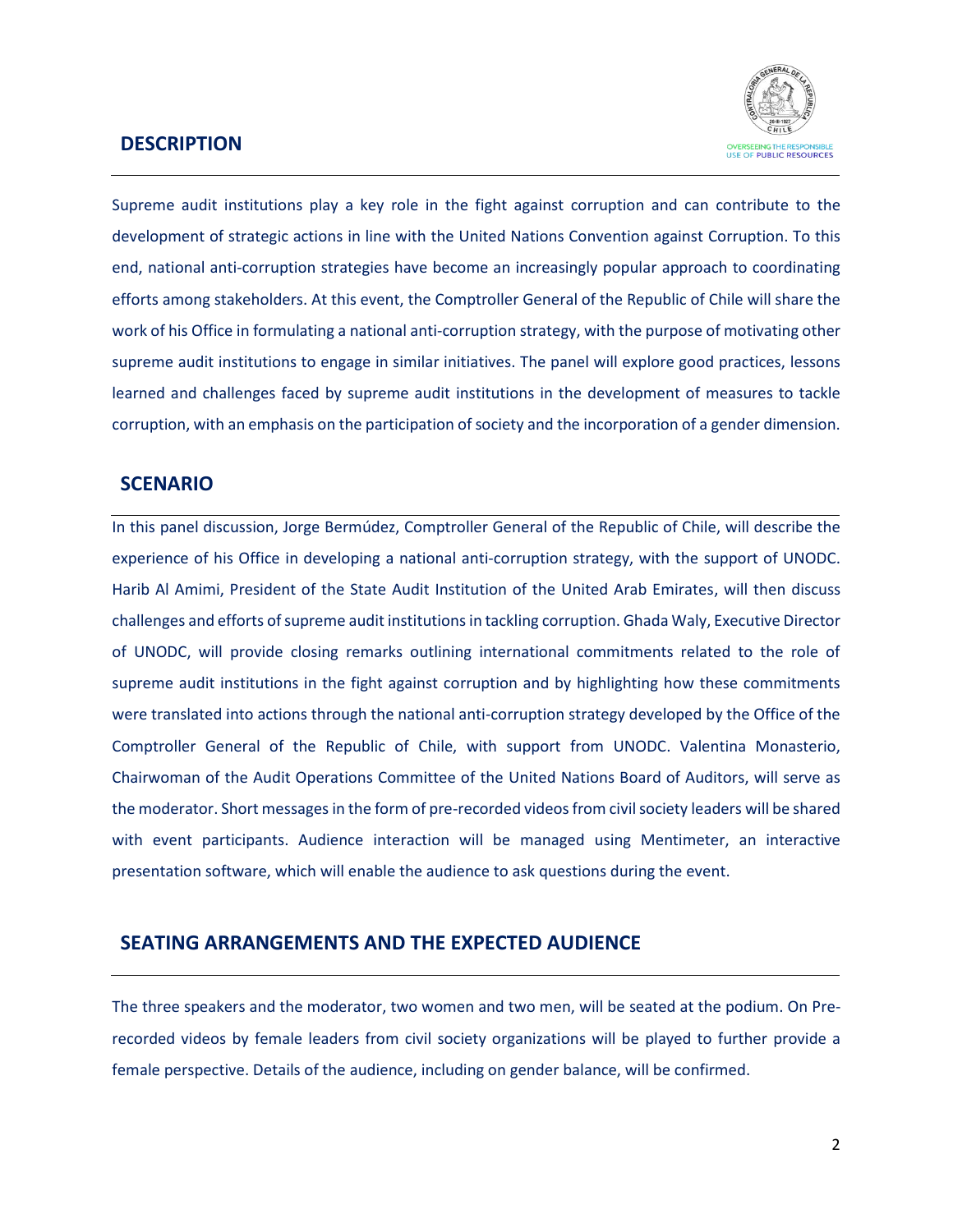## DESCRIPTION

Supreme audit institutions play a key role in the fight against corruption and can contribute to the development of strategic actions in line with the United Nations Convention against Corruption. To this end, national anti-corruption strategies have become an increasingly popular approach to coordinating efforts among stakeholders. At this event, the Comptroller General of the Republic of Chile will share the work of his Office in formulating a national anti-corruption strategy, with the purpose of motivating other supreme audit institutions to engage in similar initiatives. The panel will explore good practices, lessons learned and challenges faced by supreme audit institutions in the development of measures to tackle corruption, with an emphasis on the participation of society and the incorporation of a gender dimension.

## SCENARIO

In this panel discussion, Jorge Bermúdez, Comptroller General of the Republic of Chile, will describe the experience of his Office in developing a national anti-corruption strategy, with the support of UNODC. Harib Al Amimi, President of the State Audit Institution of the United Arab Emirates, will then discuss challenges and efforts of supreme audit institutions in tackling corruption. Ghada Waly, Executive Director of UNODC, will provide closing remarks outlining international commitments related to the role of supreme audit institutions in the fight against corruption and by highlighting how these commitments were translated into actions through the national anti-corruption strategy developed by the Office of the Comptroller General of the Republic of Chile, with support from UNODC. Valentina Monasterio, Chairwoman of the Audit Operations Committee of the United Nations Board of Auditors, will serve as the moderator. Short messages in the form of pre-recorded videos from civil society leaders will be shared with event participants. Audience interaction will be managed using Mentimeter, an interactive presentation software, which will enable the audience to ask questions during the event.

## SEATING ARRANGEMENTS AND THE EXPECTED AUDIENCE

The three speakers and the moderator, two women and two men, will be seated at the podium. On Pre-recorded videos by female leaders from civil society organizations will be played to further provide a female perspective. Details of the audience, including on gender balance, will be confirmed.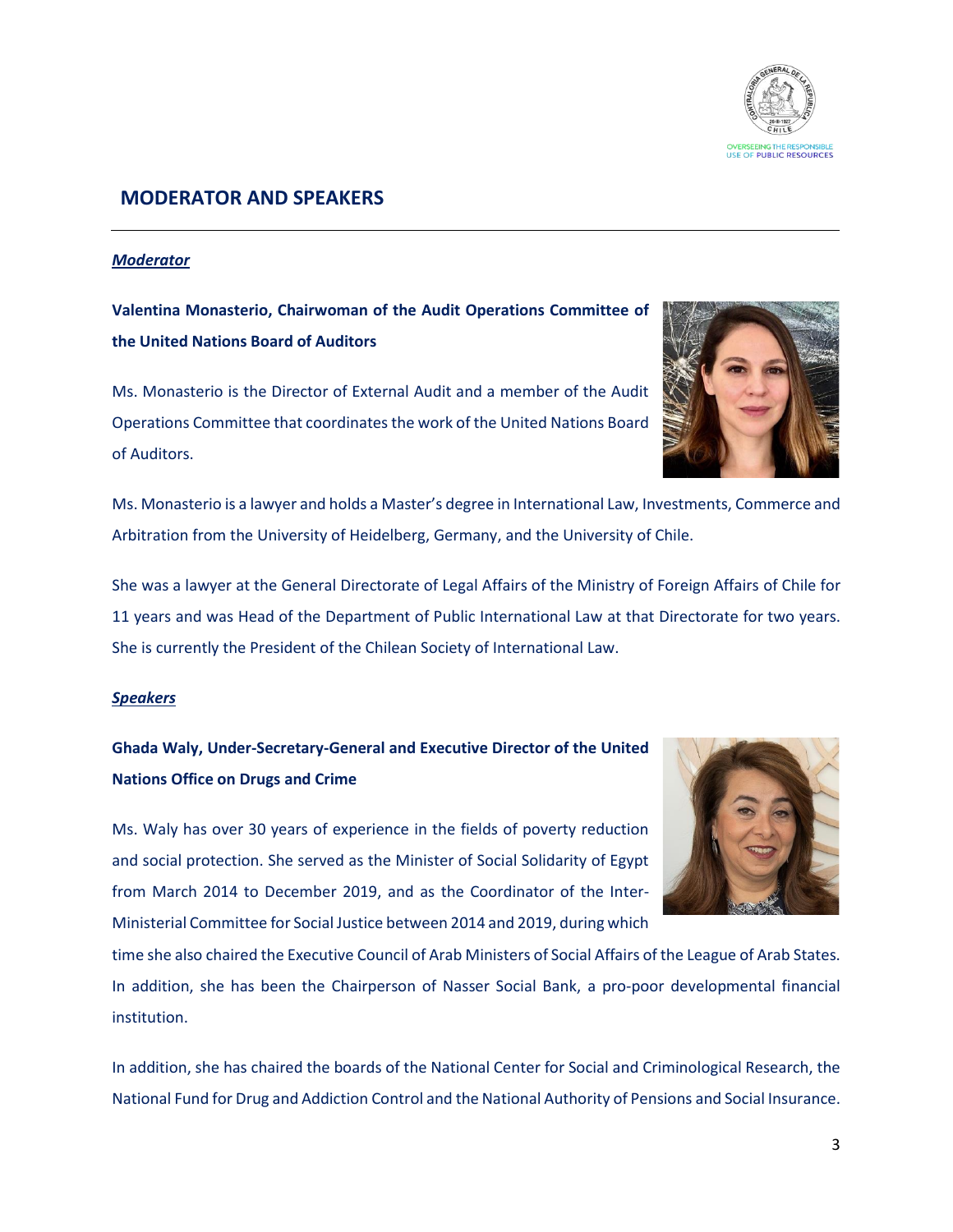## MODERATOR AND SPEAKERS

***Moderator***

**Valentina Monasterio, Chairwoman of the Audit Operations Committee of the United Nations Board of Auditors**

Ms. Monasterio is the Director of External Audit and a member of the Audit Operations Committee that coordinates the work of the United Nations Board of Auditors.

Ms. Monasterio is a lawyer and holds a Master's degree in International Law, Investments, Commerce and Arbitration from the University of Heidelberg, Germany, and the University of Chile.

She was a lawyer at the General Directorate of Legal Affairs of the Ministry of Foreign Affairs of Chile for 11 years and was Head of the Department of Public International Law at that Directorate for two years. She is currently the President of the Chilean Society of International Law.

***Speakers***

**Ghada Waly, Under-Secretary-General and Executive Director of the United Nations Office on Drugs and Crime**

Ms. Waly has over 30 years of experience in the fields of poverty reduction and social protection. She served as the Minister of Social Solidarity of Egypt from March 2014 to December 2019, and as the Coordinator of the Inter-Ministerial Committee for Social Justice between 2014 and 2019, during which time she also chaired the Executive Council of Arab Ministers of Social Affairs of the League of Arab States. In addition, she has been the Chairperson of Nasser Social Bank, a pro-poor developmental financial institution.

In addition, she has chaired the boards of the National Center for Social and Criminological Research, the National Fund for Drug and Addiction Control and the National Authority of Pensions and Social Insurance.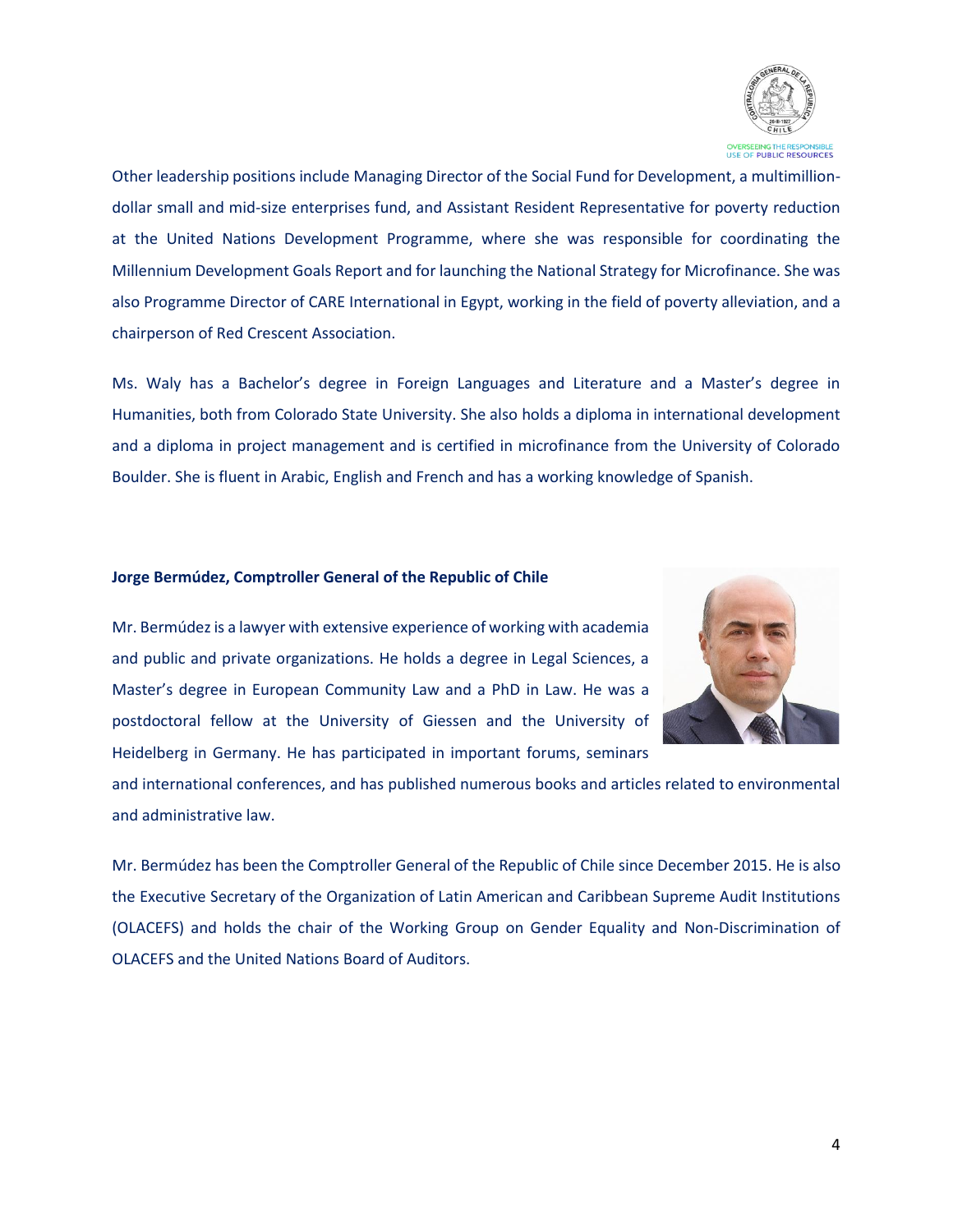Other leadership positions include Managing Director of the Social Fund for Development, a multimillion-dollar small and mid-size enterprises fund, and Assistant Resident Representative for poverty reduction at the United Nations Development Programme, where she was responsible for coordinating the Millennium Development Goals Report and for launching the National Strategy for Microfinance. She was also Programme Director of CARE International in Egypt, working in the field of poverty alleviation, and a chairperson of Red Crescent Association.

Ms. Waly has a Bachelor's degree in Foreign Languages and Literature and a Master's degree in Humanities, both from Colorado State University. She also holds a diploma in international development and a diploma in project management and is certified in microfinance from the University of Colorado Boulder. She is fluent in Arabic, English and French and has a working knowledge of Spanish.

**Jorge Bermúdez, Comptroller General of the Republic of Chile**

Mr. Bermúdez is a lawyer with extensive experience of working with academia and public and private organizations. He holds a degree in Legal Sciences, a Master's degree in European Community Law and a PhD in Law. He was a postdoctoral fellow at the University of Giessen and the University of Heidelberg in Germany. He has participated in important forums, seminars and international conferences, and has published numerous books and articles related to environmental and administrative law.

Mr. Bermúdez has been the Comptroller General of the Republic of Chile since December 2015. He is also the Executive Secretary of the Organization of Latin American and Caribbean Supreme Audit Institutions (OLACEFS) and holds the chair of the Working Group on Gender Equality and Non-Discrimination of OLACEFS and the United Nations Board of Auditors.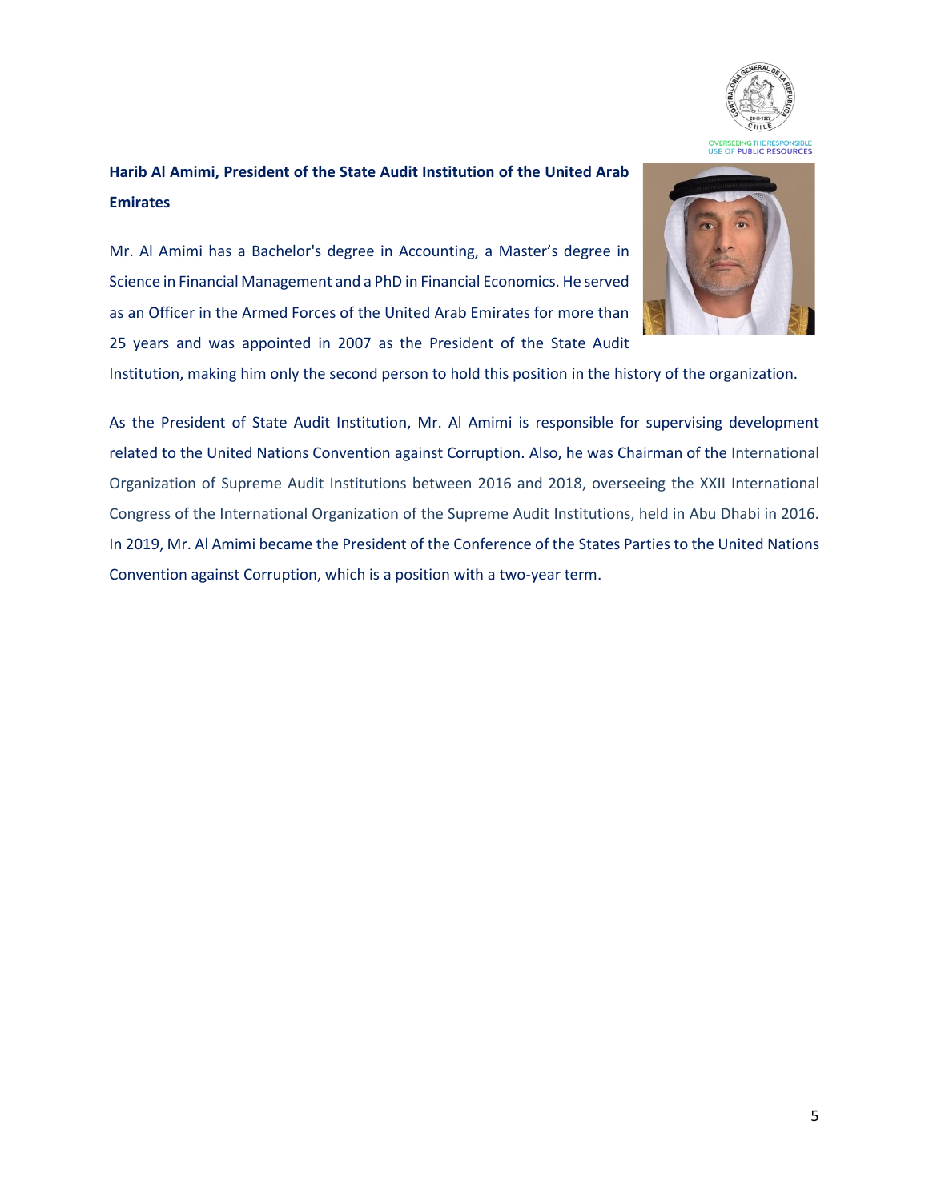## Harib Al Amimi, President of the State Audit Institution of the United Arab Emirates

Mr. Al Amimi has a Bachelor's degree in Accounting, a Master's degree in Science in Financial Management and a PhD in Financial Economics. He served as an Officer in the Armed Forces of the United Arab Emirates for more than 25 years and was appointed in 2007 as the President of the State Audit Institution, making him only the second person to hold this position in the history of the organization.

As the President of State Audit Institution, Mr. Al Amimi is responsible for supervising development related to the United Nations Convention against Corruption. Also, he was Chairman of the International Organization of Supreme Audit Institutions between 2016 and 2018, overseeing the XXII International Congress of the International Organization of the Supreme Audit Institutions, held in Abu Dhabi in 2016. In 2019, Mr. Al Amimi became the President of the Conference of the States Parties to the United Nations Convention against Corruption, which is a position with a two-year term.